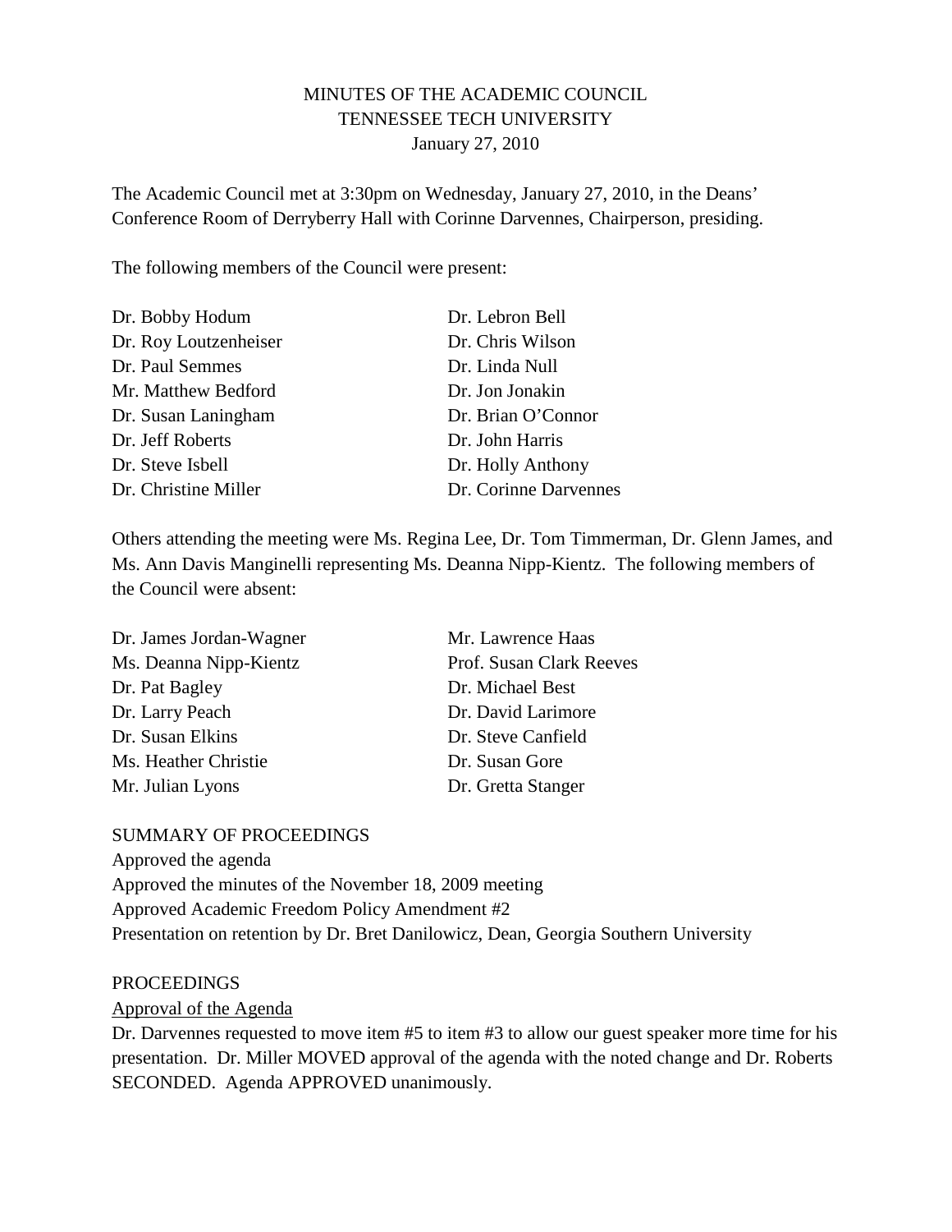# MINUTES OF THE ACADEMIC COUNCIL
## TENNESSEE TECH UNIVERSITY
### January 27, 2010

The Academic Council met at 3:30pm on Wednesday, January 27, 2010, in the Deans' Conference Room of Derryberry Hall with Corinne Darvennes, Chairperson, presiding.

The following members of the Council were present:

Dr. Bobby Hodum
Dr. Roy Loutzenheiser
Dr. Paul Semmes
Mr. Matthew Bedford
Dr. Susan Laningham
Dr. Jeff Roberts
Dr. Steve Isbell
Dr. Christine Miller
Dr. Lebron Bell
Dr. Chris Wilson
Dr. Linda Null
Dr. Jon Jonakin
Dr. Brian O'Connor
Dr. John Harris
Dr. Holly Anthony
Dr. Corinne Darvennes

Others attending the meeting were Ms. Regina Lee, Dr. Tom Timmerman, Dr. Glenn James, and Ms. Ann Davis Manginelli representing Ms. Deanna Nipp-Kientz. The following members of the Council were absent:

Dr. James Jordan-Wagner
Ms. Deanna Nipp-Kientz
Dr. Pat Bagley
Dr. Larry Peach
Dr. Susan Elkins
Ms. Heather Christie
Mr. Julian Lyons
Mr. Lawrence Haas
Prof. Susan Clark Reeves
Dr. Michael Best
Dr. David Larimore
Dr. Steve Canfield
Dr. Susan Gore
Dr. Gretta Stanger

SUMMARY OF PROCEEDINGS

Approved the agenda
Approved the minutes of the November 18, 2009 meeting
Approved Academic Freedom Policy Amendment #2
Presentation on retention by Dr. Bret Danilowicz, Dean, Georgia Southern University

PROCEEDINGS

Approval of the Agenda

Dr. Darvennes requested to move item #5 to item #3 to allow our guest speaker more time for his presentation. Dr. Miller MOVED approval of the agenda with the noted change and Dr. Roberts SECONDED. Agenda APPROVED unanimously.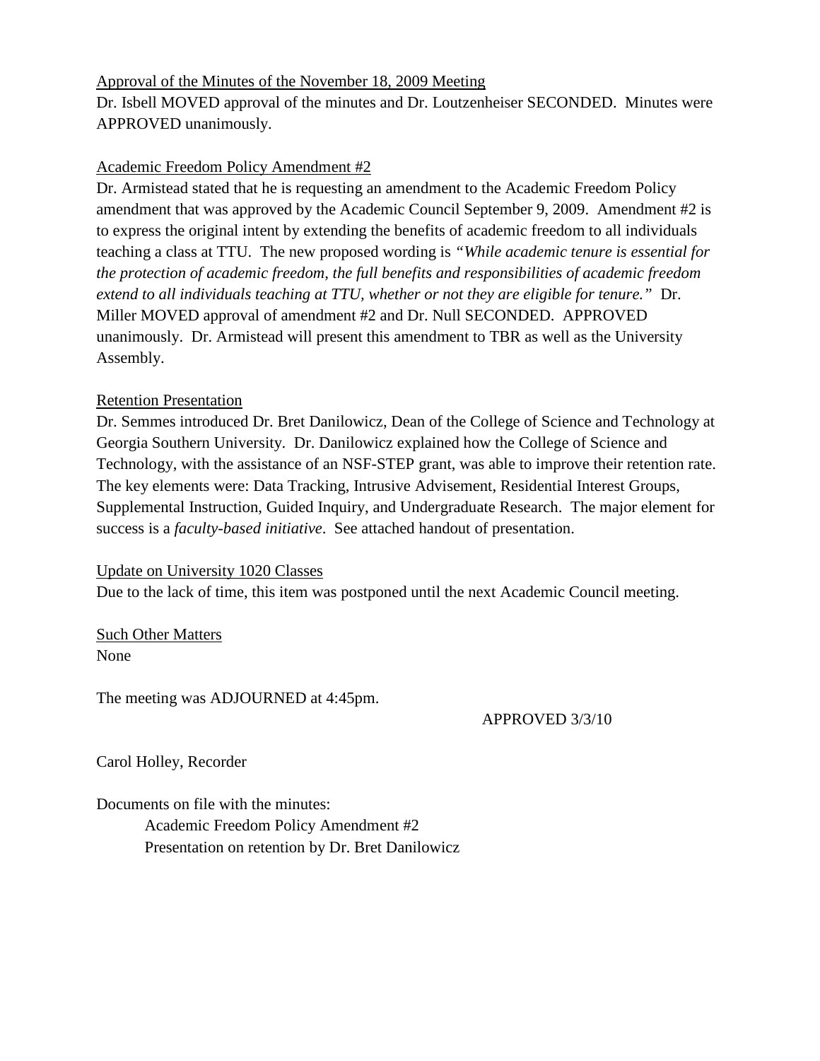<u>Approval of the Minutes of the November 18, 2009 Meeting</u>

Dr. Isbell MOVED approval of the minutes and Dr. Loutzenheiser SECONDED. Minutes were APPROVED unanimously.

<u>Academic Freedom Policy Amendment #2</u>

Dr. Armistead stated that he is requesting an amendment to the Academic Freedom Policy amendment that was approved by the Academic Council September 9, 2009. Amendment #2 is to express the original intent by extending the benefits of academic freedom to all individuals teaching a class at TTU. The new proposed wording is *"While academic tenure is essential for the protection of academic freedom, the full benefits and responsibilities of academic freedom extend to all individuals teaching at TTU, whether or not they are eligible for tenure."* Dr. Miller MOVED approval of amendment #2 and Dr. Null SECONDED. APPROVED unanimously. Dr. Armistead will present this amendment to TBR as well as the University Assembly.

<u>Retention Presentation</u>

Dr. Semmes introduced Dr. Bret Danilowicz, Dean of the College of Science and Technology at Georgia Southern University. Dr. Danilowicz explained how the College of Science and Technology, with the assistance of an NSF-STEP grant, was able to improve their retention rate. The key elements were: Data Tracking, Intrusive Advisement, Residential Interest Groups, Supplemental Instruction, Guided Inquiry, and Undergraduate Research. The major element for success is a *faculty-based initiative*. See attached handout of presentation.

<u>Update on University 1020 Classes</u>

Due to the lack of time, this item was postponed until the next Academic Council meeting.

<u>Such Other Matters</u>

None

The meeting was ADJOURNED at 4:45pm.

APPROVED 3/3/10

Carol Holley, Recorder

Documents on file with the minutes:

Academic Freedom Policy Amendment #2

Presentation on retention by Dr. Bret Danilowicz